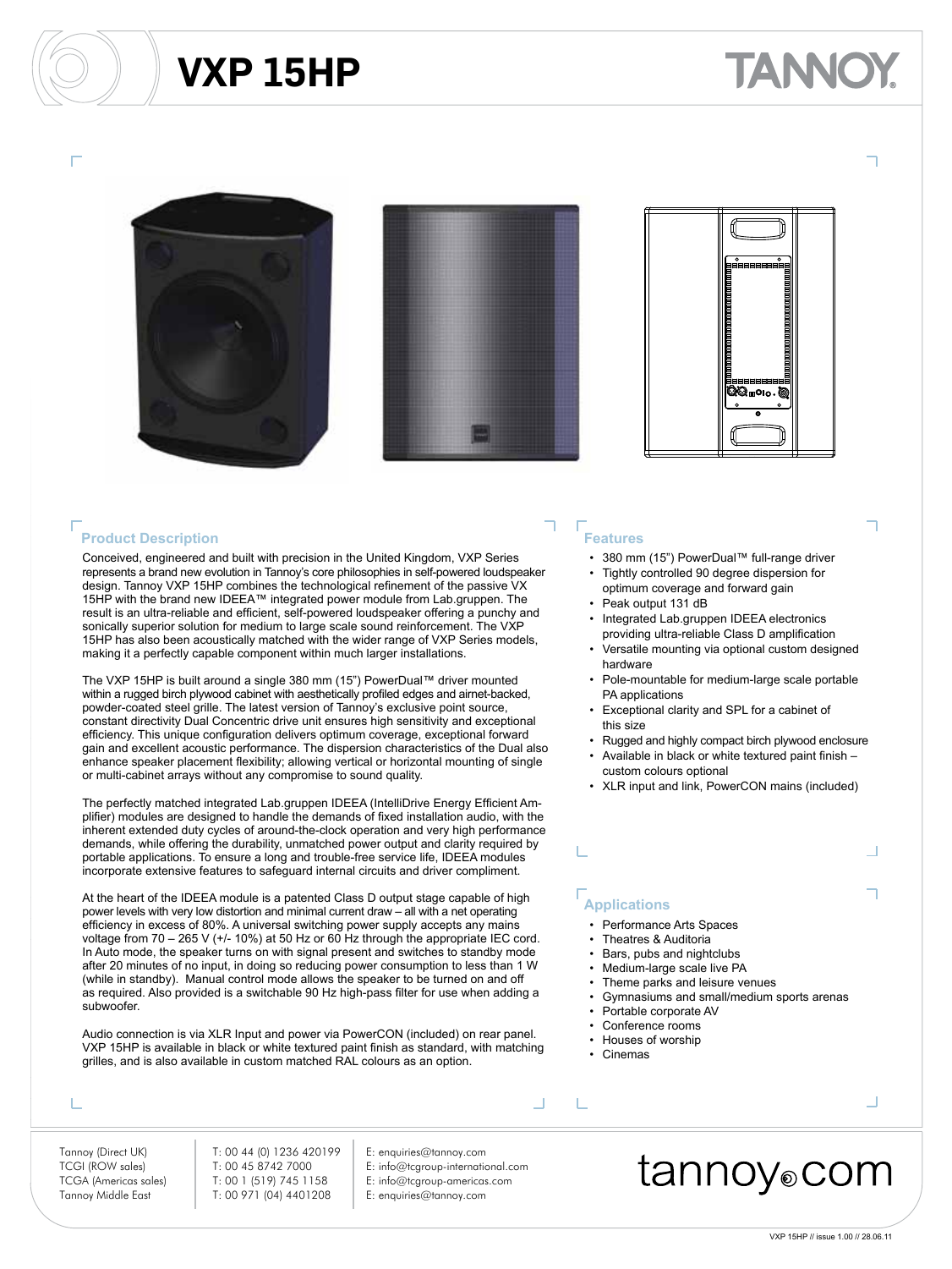# VXP 15HP

TANNOY

## Product Description

Conceived, engineered and built with precision in the United Kingdom, VXP Series represents a brand new evolution in Tannoy's core philosophies in self-powered loudspeaker design. Tannoy VXP 15HP combines the technological refinement of the passive VX 15HP with the brand new IDEEA™ integrated power module from Lab.gruppen. The result is an ultra-reliable and efficient, self-powered loudspeaker offering a punchy and sonically superior solution for medium to large scale sound reinforcement. The VXP 15HP has also been acoustically matched with the wider range of VXP Series models, making it a perfectly capable component within much larger installations.

The VXP 15HP is built around a single 380 mm (15") PowerDual™ driver mounted within a rugged birch plywood cabinet with aesthetically profiled edges and airnet-backed, powder-coated steel grille. The latest version of Tannoy's exclusive point source, constant directivity Dual Concentric drive unit ensures high sensitivity and exceptional efficiency. This unique configuration delivers optimum coverage, exceptional forward gain and excellent acoustic performance. The dispersion characteristics of the Dual also enhance speaker placement flexibility; allowing vertical or horizontal mounting of single or multi-cabinet arrays without any compromise to sound quality.

The perfectly matched integrated Lab.gruppen IDEEA (IntelliDrive Energy Efficient Amplifier) modules are designed to handle the demands of fixed installation audio, with the inherent extended duty cycles of around-the-clock operation and very high performance demands, while offering the durability, unmatched power output and clarity required by portable applications. To ensure a long and trouble-free service life, IDEEA modules incorporate extensive features to safeguard internal circuits and driver compliment.

At the heart of the IDEEA module is a patented Class D output stage capable of high power levels with very low distortion and minimal current draw – all with a net operating efficiency in excess of 80%. A universal switching power supply accepts any mains voltage from 70 – 265 V (+/- 10%) at 50 Hz or 60 Hz through the appropriate IEC cord. In Auto mode, the speaker turns on with signal present and switches to standby mode after 20 minutes of no input, in doing so reducing power consumption to less than 1 W (while in standby). Manual control mode allows the speaker to be turned on and off as required. Also provided is a switchable 90 Hz high-pass filter for use when adding a subwoofer.

Audio connection is via XLR Input and power via PowerCON (included) on rear panel. VXP 15HP is available in black or white textured paint finish as standard, with matching grilles, and is also available in custom matched RAL colours as an option.

## Features

- 380 mm (15") PowerDual™ full-range driver
- Tightly controlled 90 degree dispersion for optimum coverage and forward gain
- Peak output 131 dB
- Integrated Lab.gruppen IDEEA electronics providing ultra-reliable Class D amplification
- Versatile mounting via optional custom designed hardware
- Pole-mountable for medium-large scale portable PA applications
- Exceptional clarity and SPL for a cabinet of this size
- Rugged and highly compact birch plywood enclosure
- Available in black or white textured paint finish – custom colours optional
- XLR input and link, PowerCON mains (included)

## Applications

- Performance Arts Spaces
- Theatres & Auditoria
- Bars, pubs and nightclubs
- Medium-large scale live PA
- Theme parks and leisure venues
- Gymnasiums and small/medium sports arenas
- Portable corporate AV
- Conference rooms
- Houses of worship
- Cinemas

| | | |
|---|---|---|
| Tannoy (Direct UK) | T: 00 44 (0) 1236 420199 | E: enquiries@tannoy.com |
| TCGI (ROW sales) | T: 00 45 8742 7000 | E: info@tcgroup-international.com |
| TCGA (Americas sales) | T: 00 1 (519) 745 1158 | E: info@tcgroup-americas.com |
| Tannoy Middle East | T: 00 971 (04) 4401208 | E: enquiries@tannoy.com |

tannoy.com

VXP 15HP // issue 1.00 // 28.06.11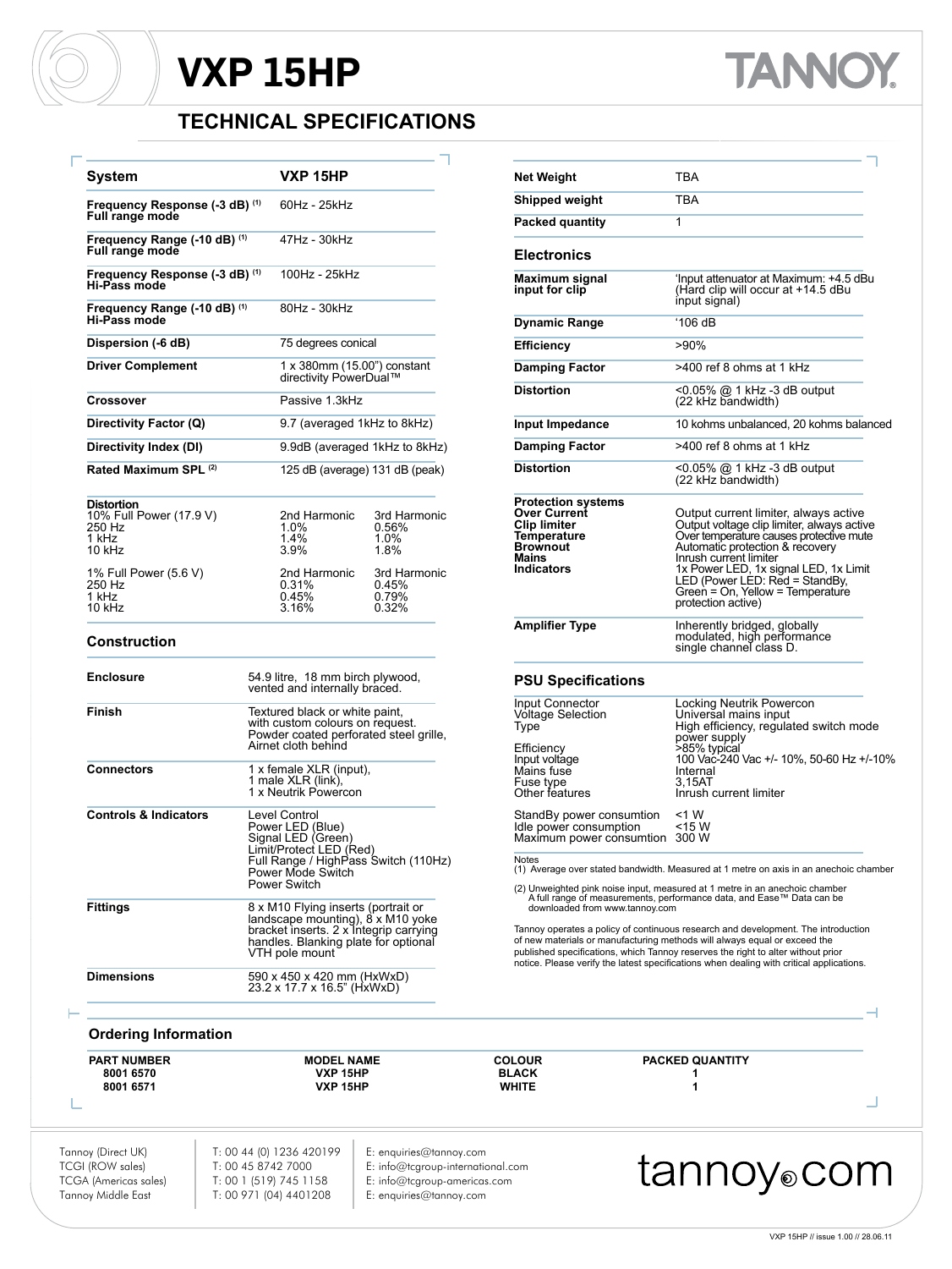# VXP 15HP

## TECHNICAL SPECIFICATIONS

| System | VXP 15HP |
|---|---|
| Frequency Response (-3 dB) (1) Full range mode | 60Hz - 25kHz |
| Frequency Range (-10 dB) (1) Full range mode | 47Hz - 30kHz |
| Frequency Response (-3 dB) (1) Hi-Pass mode | 100Hz - 25kHz |
| Frequency Range (-10 dB) (1) Hi-Pass mode | 80Hz - 30kHz |
| Dispersion (-6 dB) | 75 degrees conical |
| Driver Complement | 1 x 380mm (15.00") constant directivity PowerDual™ |
| Crossover | Passive 1.3kHz |
| Directivity Factor (Q) | 9.7 (averaged 1kHz to 8kHz) |
| Directivity Index (DI) | 9.9dB (averaged 1kHz to 8kHz) |
| Rated Maximum SPL (2) | 125 dB (average) 131 dB (peak) |

| Distortion | | |
|---|---|---|
| 10% Full Power (17.9 V) | 2nd Harmonic | 3rd Harmonic |
| 250 Hz | 1.0% | 0.56% |
| 1 kHz | 1.4% | 1.0% |
| 10 kHz | 3.9% | 1.8% |
| 1% Full Power (5.6 V) | 2nd Harmonic | 3rd Harmonic |
| 250 Hz | 0.31% | 0.45% |
| 1 kHz | 0.45% | 0.79% |
| 10 kHz | 3.16% | 0.32% |

### Construction

| | |
|---|---|
| Enclosure | 54.9 litre, 18 mm birch plywood, vented and internally braced. |
| Finish | Textured black or white paint, with custom colours on request. Powder coated perforated steel grille, Airnet cloth behind |
| Connectors | 1 x female XLR (input), 1 male XLR (link), 1 x Neutrik Powercon |
| Controls & Indicators | Level Control<br>Power LED (Blue)<br>Signal LED (Green)<br>Limit/Protect LED (Red)<br>Full Range / HighPass Switch (110Hz)<br>Power Mode Switch<br>Power Switch |
| Fittings | 8 x M10 Flying inserts (portrait or landscape mounting), 8 x M10 yoke bracket inserts. 2 x Integrip carrying handles. Blanking plate for optional VTH pole mount |
| Dimensions | 590 x 450 x 420 mm (HxWxD)<br>23.2 x 17.7 x 16.5" (HxWxD) |

| | |
|---|---|
| Net Weight | TBA |
| Shipped weight | TBA |
| Packed quantity | 1 |

### Electronics

| | |
|---|---|
| Maximum signal input for clip | 'Input attenuator at Maximum: +4.5 dBu (Hard clip will occur at +14.5 dBu input signal) |
| Dynamic Range | '106 dB |
| Efficiency | >90% |
| Damping Factor | >400 ref 8 ohms at 1 kHz |
| Distortion | <0.05% @ 1 kHz -3 dB output (22 kHz bandwidth) |
| Input Impedance | 10 kohms unbalanced, 20 kohms balanced |
| Damping Factor | >400 ref 8 ohms at 1 kHz |
| Distortion | <0.05% @ 1 kHz -3 dB output (22 kHz bandwidth) |
| **Protection systems** | |
| Over Current | Output current limiter, always active |
| Clip limiter | Output voltage clip limiter, always active |
| Temperature | Over temperature causes protective mute |
| Brownout | Automatic protection & recovery |
| Mains | Inrush current limiter |
| Indicators | 1x Power LED, 1x signal LED, 1x Limit LED (Power LED: Red = StandBy, Green = On, Yellow = Temperature protection active) |
| Amplifier Type | Inherently bridged, globally modulated, high performance single channel class D. |

### PSU Specifications

| | |
|---|---|
| Input Connector | Locking Neutrik Powercon |
| Voltage Selection | Universal mains input |
| Type | High efficiency, regulated switch mode power supply |
| Efficiency | >85% typical |
| Input voltage | 100 Vac-240 Vac +/- 10%, 50-60 Hz +/-10% |
| Mains fuse | Internal |
| Fuse type | 3,15AT |
| Other features | Inrush current limiter |
| StandBy power consumption | <1 W |
| Idle power consumption | <15 W |
| Maximum power consumtion | 300 W |

Notes
(1) Average over stated bandwidth. Measured at 1 metre on axis in an anechoic chamber

(2) Unweighted pink noise input, measured at 1 metre in an anechoic chamber
A full range of measurements, performance data, and Ease™ Data can be downloaded from www.tannoy.com

Tannoy operates a policy of continuous research and development. The introduction of new materials or manufacturing methods will always equal or exceed the published specifications, which Tannoy reserves the right to alter without prior notice. Please verify the latest specifications when dealing with critical applications.

### Ordering Information

| PART NUMBER | MODEL NAME | COLOUR | PACKED QUANTITY |
|---|---|---|---|
| 8001 6570 | VXP 15HP | BLACK | 1 |
| 8001 6571 | VXP 15HP | WHITE | 1 |

| | | |
|---|---|---|
| Tannoy (Direct UK) | T: 00 44 (0) 1236 420199 | E: enquiries@tannoy.com |
| TCGI (ROW sales) | T: 00 45 8742 7000 | E: info@tcgroup-international.com |
| TCGA (Americas sales) | T: 00 1 (519) 745 1158 | E: info@tcgroup-americas.com |
| Tannoy Middle East | T: 00 971 (04) 4401208 | E: enquiries@tannoy.com |

tannoy.com

VXP 15HP // issue 1.00 // 28.06.11